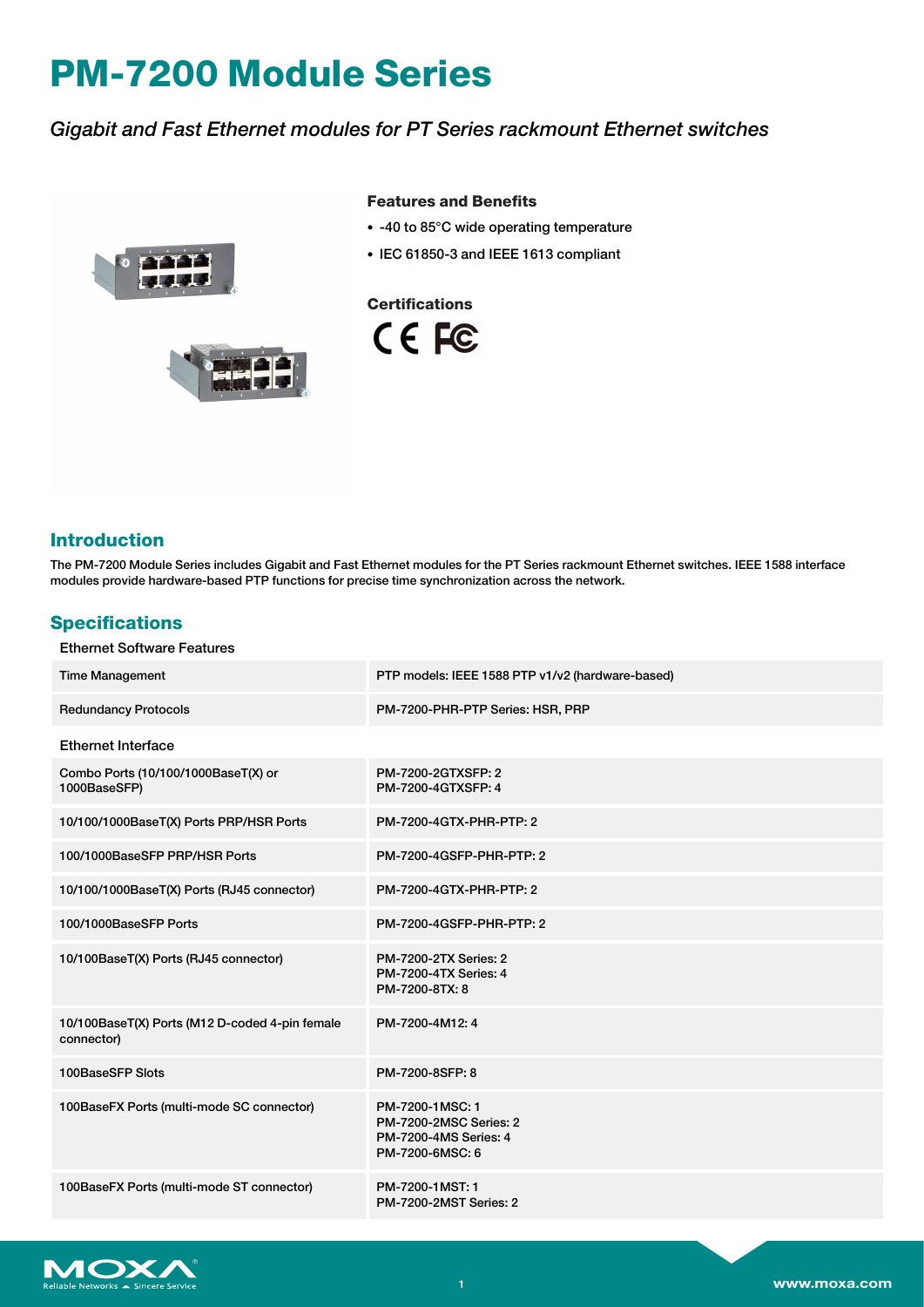# PM-7200 Module Series

*Gigabit and Fast Ethernet modules for PT Series rackmount Ethernet switches*

### Features and Benefits

- -40 to 85°C wide operating temperature
- IEC 61850-3 and IEEE 1613 compliant

### Certifications

## Introduction

The PM-7200 Module Series includes Gigabit and Fast Ethernet modules for the PT Series rackmount Ethernet switches. IEEE 1588 interface modules provide hardware-based PTP functions for precise time synchronization across the network.

## Specifications

### Ethernet Software Features

| | |
|---|---|
| Time Management | PTP models: IEEE 1588 PTP v1/v2 (hardware-based) |
| Redundancy Protocols | PM-7200-PHR-PTP Series: HSR, PRP |

### Ethernet Interface

| | |
|---|---|
| Combo Ports (10/100/1000BaseT(X) or 1000BaseSFP) | PM-7200-2GTXSFP: 2<br>PM-7200-4GTXSFP: 4 |
| 10/100/1000BaseT(X) Ports PRP/HSR Ports | PM-7200-4GTX-PHR-PTP: 2 |
| 100/1000BaseSFP PRP/HSR Ports | PM-7200-4GSFP-PHR-PTP: 2 |
| 10/100/1000BaseT(X) Ports (RJ45 connector) | PM-7200-4GTX-PHR-PTP: 2 |
| 100/1000BaseSFP Ports | PM-7200-4GSFP-PHR-PTP: 2 |
| 10/100BaseT(X) Ports (RJ45 connector) | PM-7200-2TX Series: 2<br>PM-7200-4TX Series: 4<br>PM-7200-8TX: 8 |
| 10/100BaseT(X) Ports (M12 D-coded 4-pin female connector) | PM-7200-4M12: 4 |
| 100BaseSFP Slots | PM-7200-8SFP: 8 |
| 100BaseFX Ports (multi-mode SC connector) | PM-7200-1MSC: 1<br>PM-7200-2MSC Series: 2<br>PM-7200-4MS Series: 4<br>PM-7200-6MSC: 6 |
| 100BaseFX Ports (multi-mode ST connector) | PM-7200-1MST: 1<br>PM-7200-2MST Series: 2 |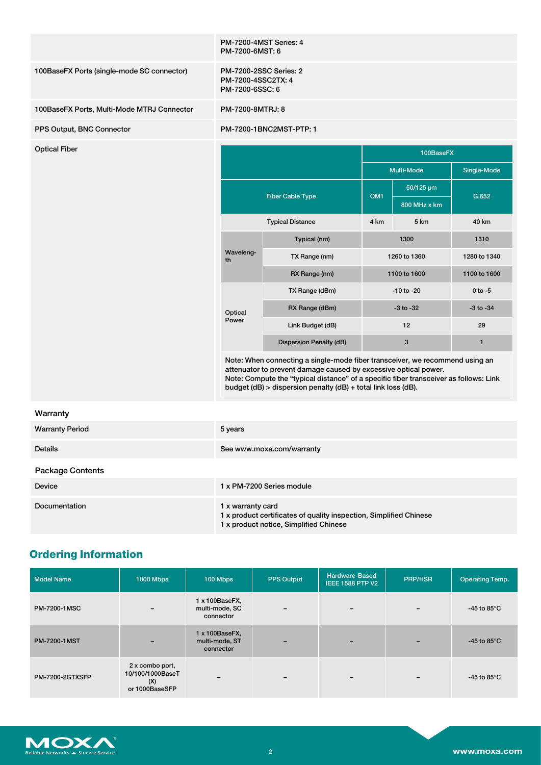| | |
|---|---|
| | PM-7200-4MST Series: 4<br>PM-7200-6MST: 6 |
| 100BaseFX Ports (single-mode SC connector) | PM-7200-2SSC Series: 2<br>PM-7200-4SSC2TX: 4<br>PM-7200-6SSC: 6 |
| 100BaseFX Ports, Multi-Mode MTRJ Connector | PM-7200-8MTRJ: 8 |
| PPS Output, BNC Connector | PM-7200-1BNC2MST-PTP: 1 |
| Optical Fiber | |

| | | 100BaseFX | | |
|---|---|---|---|---|
| | | Multi-Mode | | Single-Mode |
| Fiber Cable Type | | OM1 | 50/125 µm 800 MHz x km | G.652 |
| Typical Distance | | 4 km | 5 km | 40 km |
| Wavelength | Typical (nm) | 1300 | | 1310 |
| | TX Range (nm) | 1260 to 1360 | | 1280 to 1340 |
| | RX Range (nm) | 1100 to 1600 | | 1100 to 1600 |
| Optical Power | TX Range (dBm) | -10 to -20 | | 0 to -5 |
| | RX Range (dBm) | -3 to -32 | | -3 to -34 |
| | Link Budget (dB) | 12 | | 29 |
| | Dispersion Penalty (dB) | 3 | | 1 |

Note: When connecting a single-mode fiber transceiver, we recommend using an attenuator to prevent damage caused by excessive optical power.
Note: Compute the "typical distance" of a specific fiber transceiver as follows: Link budget (dB) > dispersion penalty (dB) + total link loss (dB).

### Warranty

| | |
|---|---|
| Warranty Period | 5 years |
| Details | See www.moxa.com/warranty |

### Package Contents

| | |
|---|---|
| Device | 1 x PM-7200 Series module |
| Documentation | 1 x warranty card<br>1 x product certificates of quality inspection, Simplified Chinese<br>1 x product notice, Simplified Chinese |

## Ordering Information

| Model Name | 1000 Mbps | 100 Mbps | PPS Output | Hardware-Based IEEE 1588 PTP V2 | PRP/HSR | Operating Temp. |
|---|---|---|---|---|---|---|
| PM-7200-1MSC | – | 1 x 100BaseFX, multi-mode, SC connector | – | – | – | -45 to 85°C |
| PM-7200-1MST | – | 1 x 100BaseFX, multi-mode, ST connector | – | – | – | -45 to 85°C |
| PM-7200-2GTXSFP | 2 x combo port, 10/100/1000BaseT (X) or 1000BaseSFP | – | – | – | – | -45 to 85°C |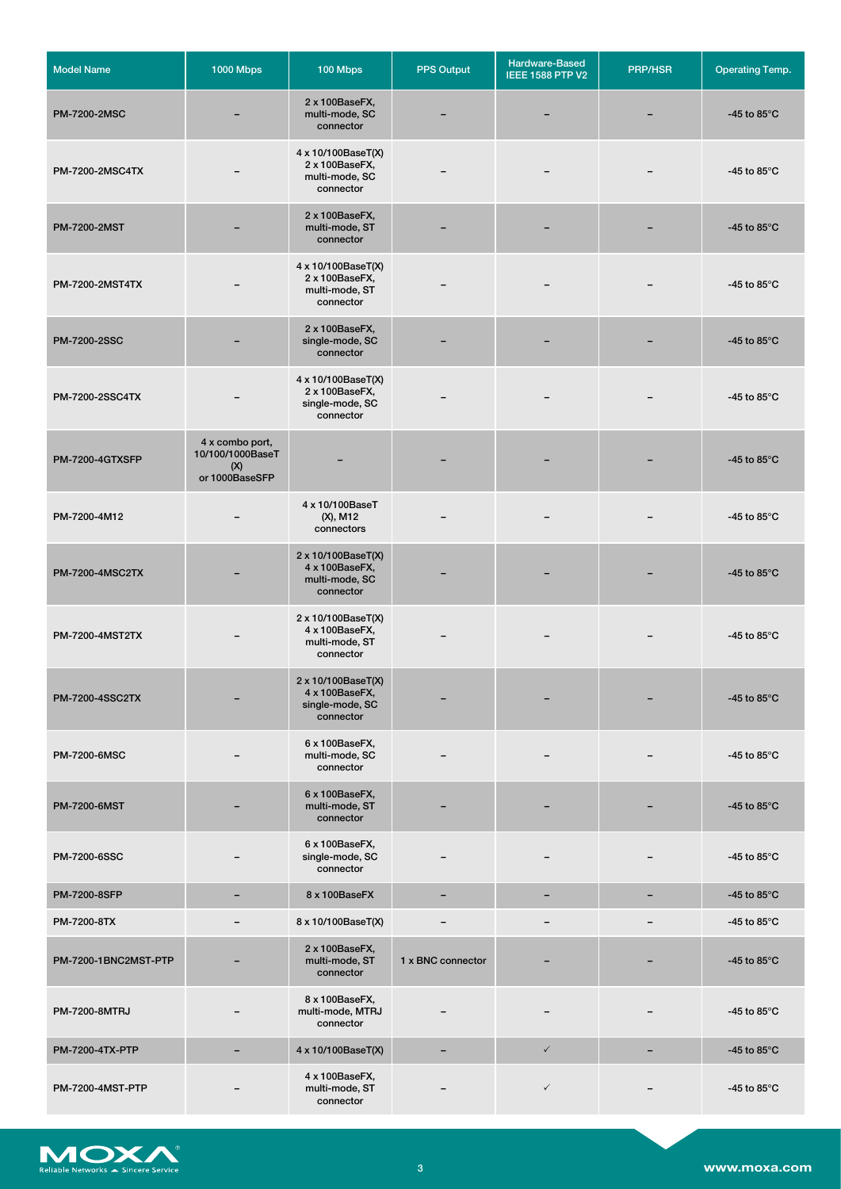| Model Name | 1000 Mbps | 100 Mbps | PPS Output | Hardware-Based IEEE 1588 PTP V2 | PRP/HSR | Operating Temp. |
|---|---|---|---|---|---|---|
| PM-7200-2MSC | – | 2 x 100BaseFX, multi-mode, SC connector | – | – | – | -45 to 85°C |
| PM-7200-2MSC4TX | – | 4 x 10/100BaseT(X) 2 x 100BaseFX, multi-mode, SC connector | – | – | – | -45 to 85°C |
| PM-7200-2MST | – | 2 x 100BaseFX, multi-mode, ST connector | – | – | – | -45 to 85°C |
| PM-7200-2MST4TX | – | 4 x 10/100BaseT(X) 2 x 100BaseFX, multi-mode, ST connector | – | – | – | -45 to 85°C |
| PM-7200-2SSC | – | 2 x 100BaseFX, single-mode, SC connector | – | – | – | -45 to 85°C |
| PM-7200-2SSC4TX | – | 4 x 10/100BaseT(X) 2 x 100BaseFX, single-mode, SC connector | – | – | – | -45 to 85°C |
| PM-7200-4GTXSFP | 4 x combo port, 10/100/1000BaseT (X) or 1000BaseSFP | – | – | – | – | -45 to 85°C |
| PM-7200-4M12 | – | 4 x 10/100BaseT (X), M12 connectors | – | – | – | -45 to 85°C |
| PM-7200-4MSC2TX | – | 2 x 10/100BaseT(X) 4 x 100BaseFX, multi-mode, SC connector | – | – | – | -45 to 85°C |
| PM-7200-4MST2TX | – | 2 x 10/100BaseT(X) 4 x 100BaseFX, multi-mode, ST connector | – | – | – | -45 to 85°C |
| PM-7200-4SSC2TX | – | 2 x 10/100BaseT(X) 4 x 100BaseFX, single-mode, SC connector | – | – | – | -45 to 85°C |
| PM-7200-6MSC | – | 6 x 100BaseFX, multi-mode, SC connector | – | – | – | -45 to 85°C |
| PM-7200-6MST | – | 6 x 100BaseFX, multi-mode, ST connector | – | – | – | -45 to 85°C |
| PM-7200-6SSC | – | 6 x 100BaseFX, single-mode, SC connector | – | – | – | -45 to 85°C |
| PM-7200-8SFP | – | 8 x 100BaseFX | – | – | – | -45 to 85°C |
| PM-7200-8TX | – | 8 x 10/100BaseT(X) | – | – | – | -45 to 85°C |
| PM-7200-1BNC2MST-PTP | – | 2 x 100BaseFX, multi-mode, ST connector | 1 x BNC connector | – | – | -45 to 85°C |
| PM-7200-8MTRJ | – | 8 x 100BaseFX, multi-mode, MTRJ connector | – | – | – | -45 to 85°C |
| PM-7200-4TX-PTP | – | 4 x 10/100BaseT(X) | – | ✓ | – | -45 to 85°C |
| PM-7200-4MST-PTP | – | 4 x 100BaseFX, multi-mode, ST connector | – | ✓ | – | -45 to 85°C |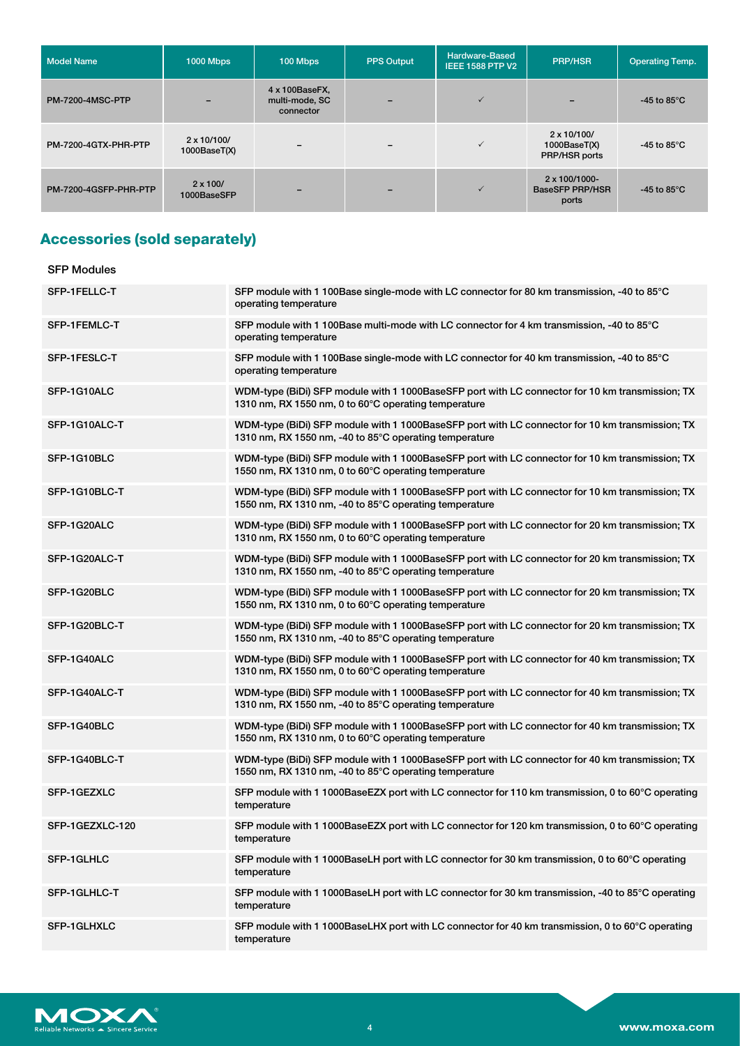| Model Name | 1000 Mbps | 100 Mbps | PPS Output | Hardware-Based IEEE 1588 PTP V2 | PRP/HSR | Operating Temp. |
|---|---|---|---|---|---|---|
| PM-7200-4MSC-PTP | – | 4 x 100BaseFX, multi-mode, SC connector | – | ✓ | – | -45 to 85°C |
| PM-7200-4GTX-PHR-PTP | 2 x 10/100/1000BaseT(X) | – | – | ✓ | 2 x 10/100/1000BaseT(X) PRP/HSR ports | -45 to 85°C |
| PM-7200-4GSFP-PHR-PTP | 2 x 100/1000BaseSFP | – | – | ✓ | 2 x 100/1000-BaseSFP PRP/HSR ports | -45 to 85°C |

## Accessories (sold separately)

SFP Modules

| | |
|---|---|
| SFP-1FELLC-T | SFP module with 1 100Base single-mode with LC connector for 80 km transmission, -40 to 85°C operating temperature |
| SFP-1FEMLC-T | SFP module with 1 100Base multi-mode with LC connector for 4 km transmission, -40 to 85°C operating temperature |
| SFP-1FESLC-T | SFP module with 1 100Base single-mode with LC connector for 40 km transmission, -40 to 85°C operating temperature |
| SFP-1G10ALC | WDM-type (BiDi) SFP module with 1 1000BaseSFP port with LC connector for 10 km transmission; TX 1310 nm, RX 1550 nm, 0 to 60°C operating temperature |
| SFP-1G10ALC-T | WDM-type (BiDi) SFP module with 1 1000BaseSFP port with LC connector for 10 km transmission; TX 1310 nm, RX 1550 nm, -40 to 85°C operating temperature |
| SFP-1G10BLC | WDM-type (BiDi) SFP module with 1 1000BaseSFP port with LC connector for 10 km transmission; TX 1550 nm, RX 1310 nm, 0 to 60°C operating temperature |
| SFP-1G10BLC-T | WDM-type (BiDi) SFP module with 1 1000BaseSFP port with LC connector for 10 km transmission; TX 1550 nm, RX 1310 nm, -40 to 85°C operating temperature |
| SFP-1G20ALC | WDM-type (BiDi) SFP module with 1 1000BaseSFP port with LC connector for 20 km transmission; TX 1310 nm, RX 1550 nm, 0 to 60°C operating temperature |
| SFP-1G20ALC-T | WDM-type (BiDi) SFP module with 1 1000BaseSFP port with LC connector for 20 km transmission; TX 1310 nm, RX 1550 nm, -40 to 85°C operating temperature |
| SFP-1G20BLC | WDM-type (BiDi) SFP module with 1 1000BaseSFP port with LC connector for 20 km transmission; TX 1550 nm, RX 1310 nm, 0 to 60°C operating temperature |
| SFP-1G20BLC-T | WDM-type (BiDi) SFP module with 1 1000BaseSFP port with LC connector for 20 km transmission; TX 1550 nm, RX 1310 nm, -40 to 85°C operating temperature |
| SFP-1G40ALC | WDM-type (BiDi) SFP module with 1 1000BaseSFP port with LC connector for 40 km transmission; TX 1310 nm, RX 1550 nm, 0 to 60°C operating temperature |
| SFP-1G40ALC-T | WDM-type (BiDi) SFP module with 1 1000BaseSFP port with LC connector for 40 km transmission; TX 1310 nm, RX 1550 nm, -40 to 85°C operating temperature |
| SFP-1G40BLC | WDM-type (BiDi) SFP module with 1 1000BaseSFP port with LC connector for 40 km transmission; TX 1550 nm, RX 1310 nm, 0 to 60°C operating temperature |
| SFP-1G40BLC-T | WDM-type (BiDi) SFP module with 1 1000BaseSFP port with LC connector for 40 km transmission; TX 1550 nm, RX 1310 nm, -40 to 85°C operating temperature |
| SFP-1GEZXLC | SFP module with 1 1000BaseEZX port with LC connector for 110 km transmission, 0 to 60°C operating temperature |
| SFP-1GEZXLC-120 | SFP module with 1 1000BaseEZX port with LC connector for 120 km transmission, 0 to 60°C operating temperature |
| SFP-1GLHLC | SFP module with 1 1000BaseLH port with LC connector for 30 km transmission, 0 to 60°C operating temperature |
| SFP-1GLHLC-T | SFP module with 1 1000BaseLH port with LC connector for 30 km transmission, -40 to 85°C operating temperature |
| SFP-1GLHXLC | SFP module with 1 1000BaseLHX port with LC connector for 40 km transmission, 0 to 60°C operating temperature |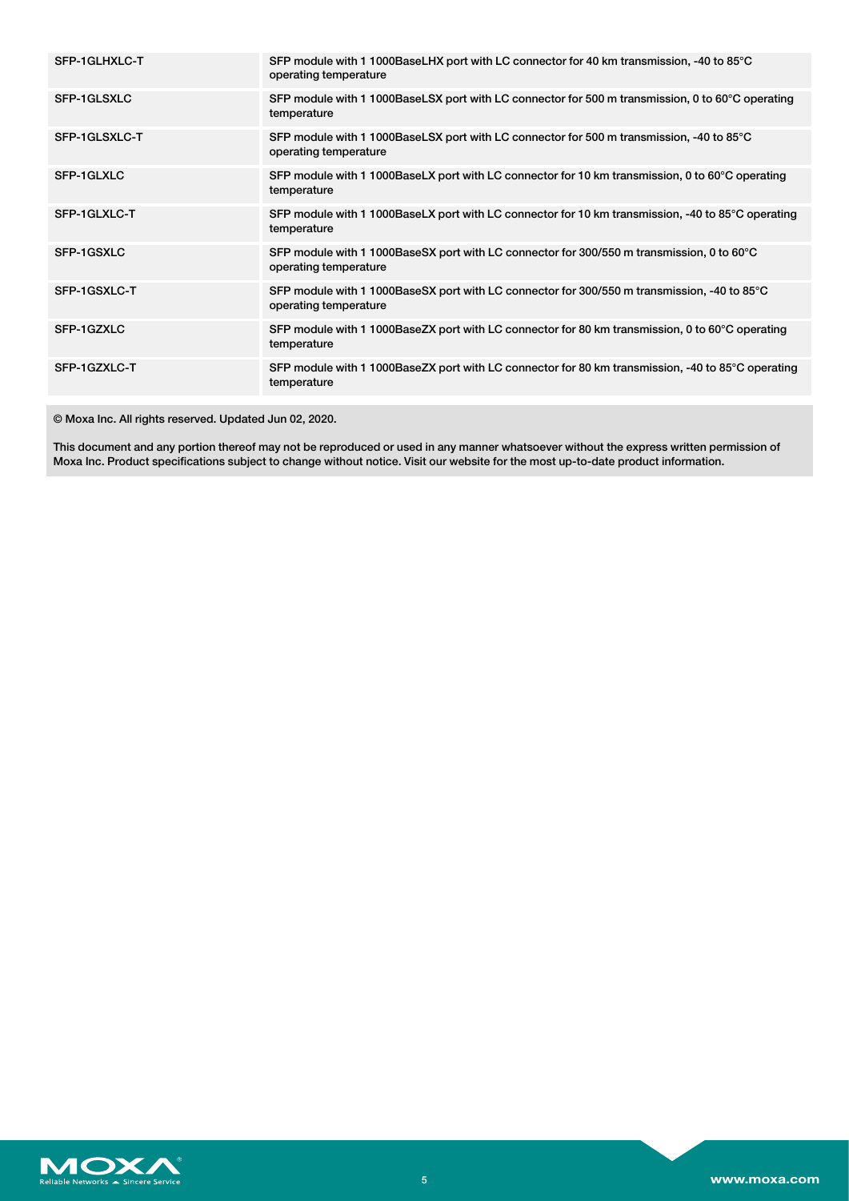| | |
|---|---|
| SFP-1GLHXLC-T | SFP module with 1 1000BaseLHX port with LC connector for 40 km transmission, -40 to 85°C operating temperature |
| SFP-1GLSXLC | SFP module with 1 1000BaseLSX port with LC connector for 500 m transmission, 0 to 60°C operating temperature |
| SFP-1GLSXLC-T | SFP module with 1 1000BaseLSX port with LC connector for 500 m transmission, -40 to 85°C operating temperature |
| SFP-1GLXLC | SFP module with 1 1000BaseLX port with LC connector for 10 km transmission, 0 to 60°C operating temperature |
| SFP-1GLXLC-T | SFP module with 1 1000BaseLX port with LC connector for 10 km transmission, -40 to 85°C operating temperature |
| SFP-1GSXLC | SFP module with 1 1000BaseSX port with LC connector for 300/550 m transmission, 0 to 60°C operating temperature |
| SFP-1GSXLC-T | SFP module with 1 1000BaseSX port with LC connector for 300/550 m transmission, -40 to 85°C operating temperature |
| SFP-1GZXLC | SFP module with 1 1000BaseZX port with LC connector for 80 km transmission, 0 to 60°C operating temperature |
| SFP-1GZXLC-T | SFP module with 1 1000BaseZX port with LC connector for 80 km transmission, -40 to 85°C operating temperature |

© Moxa Inc. All rights reserved. Updated Jun 02, 2020.

This document and any portion thereof may not be reproduced or used in any manner whatsoever without the express written permission of Moxa Inc. Product specifications subject to change without notice. Visit our website for the most up-to-date product information.